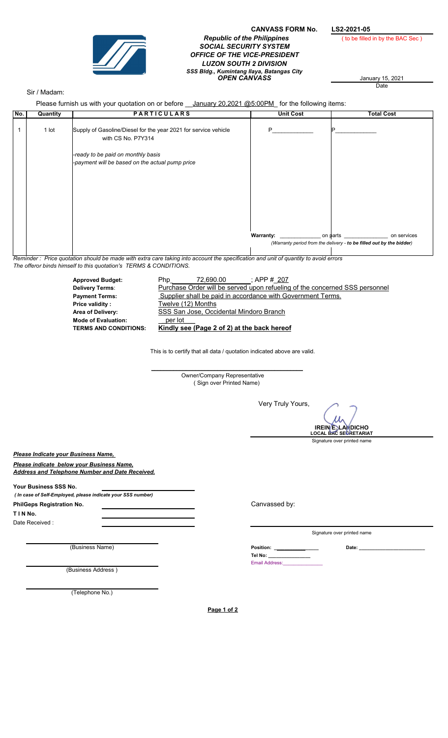**CANVASS FORM No.** **LS2-2021-05**

( to be filled in by the BAC Sec )

***Republic of the Philippines***
***SOCIAL SECURITY SYSTEM***
***OFFICE OF THE VICE-PRESIDENT***
***LUZON SOUTH 2 DIVISION***
***SSS Bldg., Kumintang Ilaya, Batangas City***
***OPEN CANVASS***

January 15, 2021
Date

Sir / Madam:

Please furnish us with your quotation on or before __January 20,2021 @5:00PM_ for the following items:

| No. | Quantity | PARTICULARS | Unit Cost | Total Cost |
|---|---|---|---|---|
| 1 | 1 lot | Supply of Gasoline/Diesel for the year 2021 for service vehicle with CS No. P7Y314<br><br>*-ready to be paid on monthly basis*<br>*-payment will be based on the actual pump price* | P____________ | P____________ |
| | | | **Warranty:** ____________ on parts ____________ on services<br>*(Warranty period from the delivery - **to be filled out by the bidder**)* | |

*Reminder : Price quotation should be made with extra care taking into account the specification and unit of quantity to avoid errors*
*The offeror binds himself to this quotation's TERMS & CONDITIONS.*

**Approved Budget:** Php 72,690.00 ; APP # 207
**Delivery Terms**: Purchase Order will be served upon refueling of the concerned SSS personnel
**Payment Terms:** Supplier shall be paid in accordance with Government Terms.
**Price validity :** Twelve (12) Months
**Area of Delivery:** SSS San Jose, Occidental Mindoro Branch
**Mode of Evaluation:** per lot
**TERMS AND CONDITIONS:** **Kindly see (Page 2 of 2) at the back hereof**

This is to certify that all data / quotation indicated above are valid.

_______________________________
Owner/Company Representative
( Sign over Printed Name)

Very Truly Yours,

**IREIN E. LANDICHO**
**LOCAL BAC SECRETARIAT**
Signature over printed name

***Please Indicate your Business Name,***

***Please indicate below your Business Name,***
***Address and Telephone Number and Date Received.***

**Your Business SSS No.** ____________
*( In case of Self-Employed, please indicate your SSS number)*
**PhilGeps Registration No.** ____________
**T I N No.** ____________
Date Received : ____________

Canvassed by:

_______________________________
Signature over printed name

_______________________________
(Business Name)

**Position:** ____________ **Date:** ____________
**Tel No:** ____________
Email Address:____________

_______________________________
(Business Address )

_______________________________
(Telephone No.)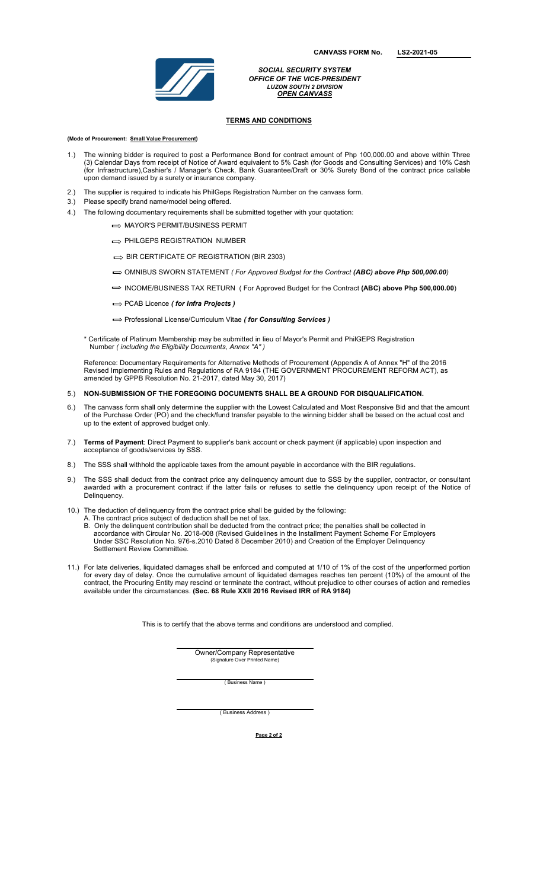**CANVASS FORM No. LS2-2021-05**

***SOCIAL SECURITY SYSTEM***
***OFFICE OF THE VICE-PRESIDENT***
***LUZON SOUTH 2 DIVISION***
***OPEN CANVASS***

## TERMS AND CONDITIONS

**(Mode of Procurement: Small Value Procurement)**

1.) The winning bidder is required to post a Performance Bond for contract amount of Php 100,000.00 and above within Three (3) Calendar Days from receipt of Notice of Award equivalent to 5% Cash (for Goods and Consulting Services) and 10% Cash (for Infrastructure),Cashier's / Manager's Check, Bank Guarantee/Draft or 30% Surety Bond of the contract price callable upon demand issued by a surety or insurance company.

2.) The supplier is required to indicate his PhilGeps Registration Number on the canvass form.

3.) Please specify brand name/model being offered.

4.) The following documentary requirements shall be submitted together with your quotation:

- ⟹ MAYOR'S PERMIT/BUSINESS PERMIT
- ⟹ PHILGEPS REGISTRATION NUMBER
- ⟹ BIR CERTIFICATE OF REGISTRATION (BIR 2303)
- ⟹ OMNIBUS SWORN STATEMENT *( For Approved Budget for the Contract **(ABC) above Php 500,000.00**)*
- ⟹ INCOME/BUSINESS TAX RETURN ( For Approved Budget for the Contract **(ABC) above Php 500,000.00**)
- ⟹ PCAB Licence ***( for Infra Projects )***
- ⟹ Professional License/Curriculum Vitae ***( for Consulting Services )***

\* Certificate of Platinum Membership may be submitted in lieu of Mayor's Permit and PhilGEPS Registration Number *( including the Eligibility Documents, Annex "A" )*

Reference: Documentary Requirements for Alternative Methods of Procurement (Appendix A of Annex "H" of the 2016 Revised Implementing Rules and Regulations of RA 9184 (THE GOVERNMENT PROCUREMENT REFORM ACT), as amended by GPPB Resolution No. 21-2017, dated May 30, 2017)

5.) **NON-SUBMISSION OF THE FOREGOING DOCUMENTS SHALL BE A GROUND FOR DISQUALIFICATION.**

6.) The canvass form shall only determine the supplier with the Lowest Calculated and Most Responsive Bid and that the amount of the Purchase Order (PO) and the check/fund transfer payable to the winning bidder shall be based on the actual cost and up to the extent of approved budget only.

7.) **Terms of Payment**: Direct Payment to supplier's bank account or check payment (if applicable) upon inspection and acceptance of goods/services by SSS.

8.) The SSS shall withhold the applicable taxes from the amount payable in accordance with the BIR regulations.

9.) The SSS shall deduct from the contract price any delinquency amount due to SSS by the supplier, contractor, or consultant awarded with a procurement contract if the latter fails or refuses to settle the delinquency upon receipt of the Notice of Delinquency.

10.) The deduction of delinquency from the contract price shall be guided by the following:
A. The contract price subject of deduction shall be net of tax.
B. Only the delinquent contribution shall be deducted from the contract price; the penalties shall be collected in accordance with Circular No. 2018-008 (Revised Guidelines in the Installment Payment Scheme For Employers Under SSC Resolution No. 976-s.2010 Dated 8 December 2010) and Creation of the Employer Delinquency Settlement Review Committee.

11.) For late deliveries, liquidated damages shall be enforced and computed at 1/10 of 1% of the cost of the unperformed portion for every day of delay. Once the cumulative amount of liquidated damages reaches ten percent (10%) of the amount of the contract, the Procuring Entity may rescind or terminate the contract, without prejudice to other courses of action and remedies available under the circumstances. **(Sec. 68 Rule XXII 2016 Revised IRR of RA 9184)**

This is to certify that the above terms and conditions are understood and complied.

\_\_\_\_\_\_\_\_\_\_\_\_\_\_\_\_\_\_\_\_\_\_\_\_\_\_\_\_
Owner/Company Representative
(Signature Over Printed Name)

\_\_\_\_\_\_\_\_\_\_\_\_\_\_\_\_\_\_\_\_\_\_\_\_\_\_\_\_
( Business Name )

\_\_\_\_\_\_\_\_\_\_\_\_\_\_\_\_\_\_\_\_\_\_\_\_\_\_\_\_
( Business Address )